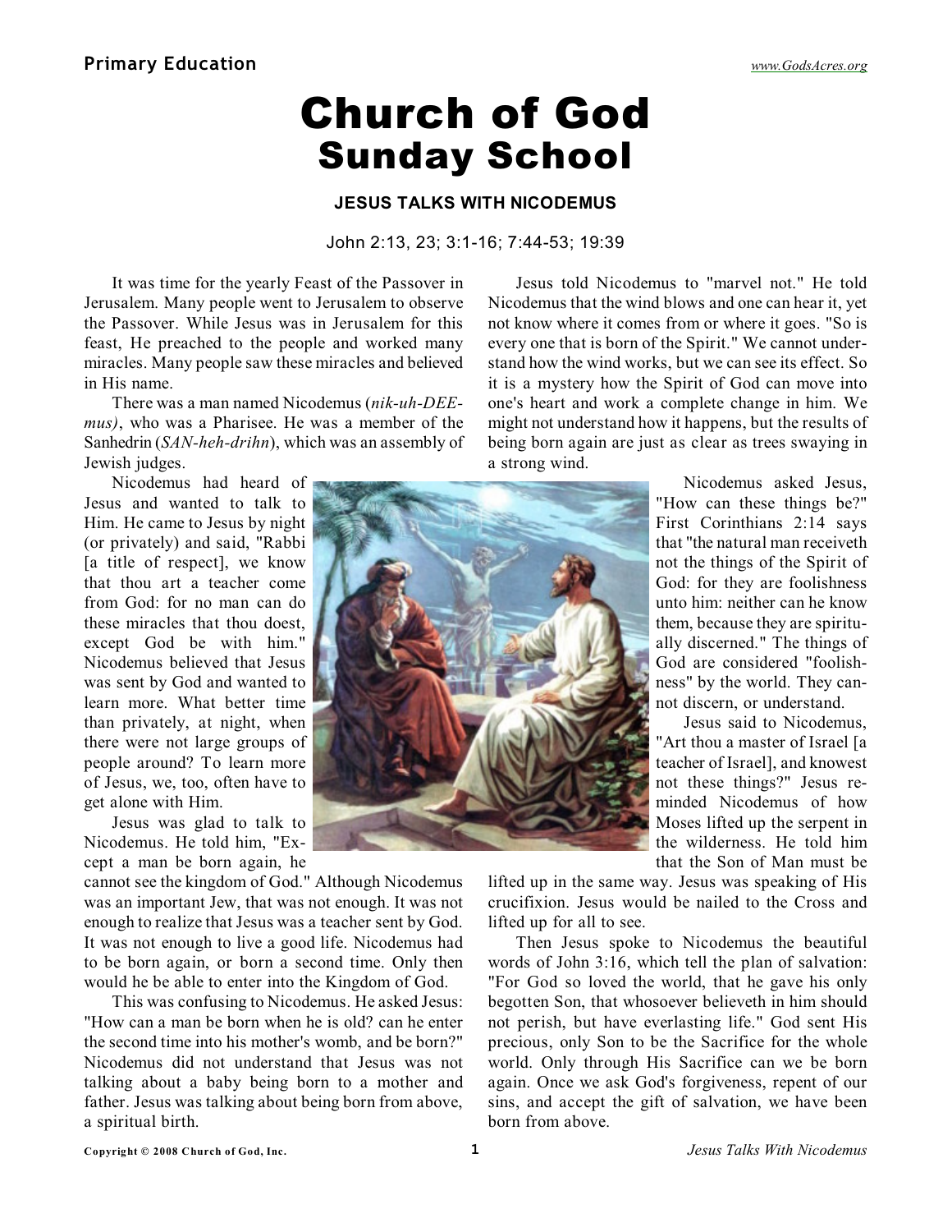# Church of God
## Sunday School

### JESUS TALKS WITH NICODEMUS

John 2:13, 23; 3:1-16; 7:44-53; 19:39

It was time for the yearly Feast of the Passover in Jerusalem. Many people went to Jerusalem to observe the Passover. While Jesus was in Jerusalem for this feast, He preached to the people and worked many miracles. Many people saw these miracles and believed in His name.

There was a man named Nicodemus (*nik-uh-DEE-mus)*, who was a Pharisee. He was a member of the Sanhedrin (*SAN-heh-drihn*), which was an assembly of Jewish judges.

Nicodemus had heard of Jesus and wanted to talk to Him. He came to Jesus by night (or privately) and said, "Rabbi [a title of respect], we know that thou art a teacher come from God: for no man can do these miracles that thou doest, except God be with him." Nicodemus believed that Jesus was sent by God and wanted to learn more. What better time than privately, at night, when there were not large groups of people around? To learn more of Jesus, we, too, often have to get alone with Him.

Jesus was glad to talk to Nicodemus. He told him, "Except a man be born again, he cannot see the kingdom of God." Although Nicodemus was an important Jew, that was not enough. It was not enough to realize that Jesus was a teacher sent by God. It was not enough to live a good life. Nicodemus had to be born again, or born a second time. Only then would he be able to enter into the Kingdom of God.

This was confusing to Nicodemus. He asked Jesus: "How can a man be born when he is old? can he enter the second time into his mother's womb, and be born?" Nicodemus did not understand that Jesus was not talking about a baby being born to a mother and father. Jesus was talking about being born from above, a spiritual birth.

Jesus told Nicodemus to "marvel not." He told Nicodemus that the wind blows and one can hear it, yet not know where it comes from or where it goes. "So is every one that is born of the Spirit." We cannot understand how the wind works, but we can see its effect. So it is a mystery how the Spirit of God can move into one's heart and work a complete change in him. We might not understand how it happens, but the results of being born again are just as clear as trees swaying in a strong wind.

Nicodemus asked Jesus, "How can these things be?" First Corinthians 2:14 says that "the natural man receiveth not the things of the Spirit of God: for they are foolishness unto him: neither can he know them, because they are spiritually discerned." The things of God are considered "foolishness" by the world. They cannot discern, or understand.

Jesus said to Nicodemus, "Art thou a master of Israel [a teacher of Israel], and knowest not these things?" Jesus reminded Nicodemus of how Moses lifted up the serpent in the wilderness. He told him that the Son of Man must be lifted up in the same way. Jesus was speaking of His crucifixion. Jesus would be nailed to the Cross and lifted up for all to see.

Then Jesus spoke to Nicodemus the beautiful words of John 3:16, which tell the plan of salvation: "For God so loved the world, that he gave his only begotten Son, that whosoever believeth in him should not perish, but have everlasting life." God sent His precious, only Son to be the Sacrifice for the whole world. Only through His Sacrifice can we be born again. Once we ask God's forgiveness, repent of our sins, and accept the gift of salvation, we have been born from above.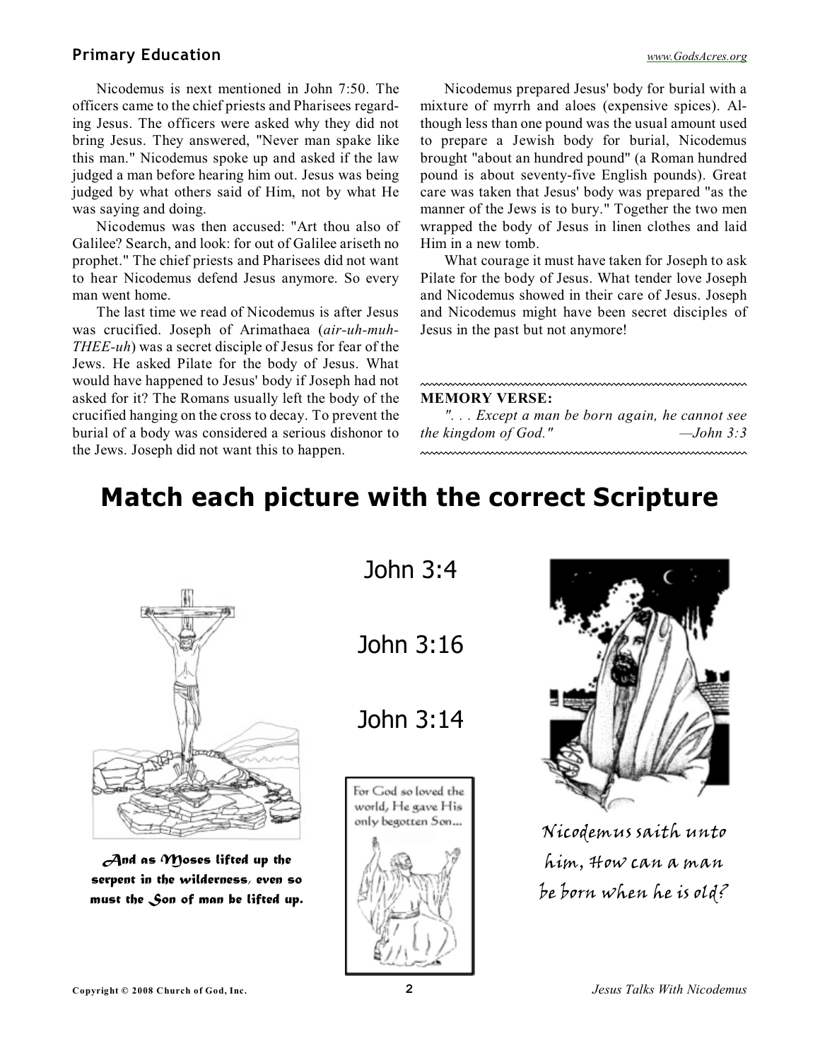Nicodemus is next mentioned in John 7:50. The officers came to the chief priests and Pharisees regarding Jesus. The officers were asked why they did not bring Jesus. They answered, "Never man spake like this man." Nicodemus spoke up and asked if the law judged a man before hearing him out. Jesus was being judged by what others said of Him, not by what He was saying and doing.

Nicodemus was then accused: "Art thou also of Galilee? Search, and look: for out of Galilee ariseth no prophet." The chief priests and Pharisees did not want to hear Nicodemus defend Jesus anymore. So every man went home.

The last time we read of Nicodemus is after Jesus was crucified. Joseph of Arimathaea (*air-uh-muh-THEE-uh*) was a secret disciple of Jesus for fear of the Jews. He asked Pilate for the body of Jesus. What would have happened to Jesus' body if Joseph had not asked for it? The Romans usually left the body of the crucified hanging on the cross to decay. To prevent the burial of a body was considered a serious dishonor to the Jews. Joseph did not want this to happen.

Nicodemus prepared Jesus' body for burial with a mixture of myrrh and aloes (expensive spices). Although less than one pound was the usual amount used to prepare a Jewish body for burial, Nicodemus brought "about an hundred pound" (a Roman hundred pound is about seventy-five English pounds). Great care was taken that Jesus' body was prepared "as the manner of the Jews is to bury." Together the two men wrapped the body of Jesus in linen clothes and laid Him in a new tomb.

What courage it must have taken for Joseph to ask Pilate for the body of Jesus. What tender love Joseph and Nicodemus showed in their care of Jesus. Joseph and Nicodemus might have been secret disciples of Jesus in the past but not anymore!

**MEMORY VERSE:**

*". . . Except a man be born again, he cannot see the kingdom of God."* —*John 3:3*

# Match each picture with the correct Scripture

John 3:4

John 3:16

John 3:14

**And as Moses lifted up the serpent in the wilderness, even so must the Son of man be lifted up.**

For God so loved the world, He gave His only begotten Son...

Nicodemus saith unto him, How can a man be born when he is old?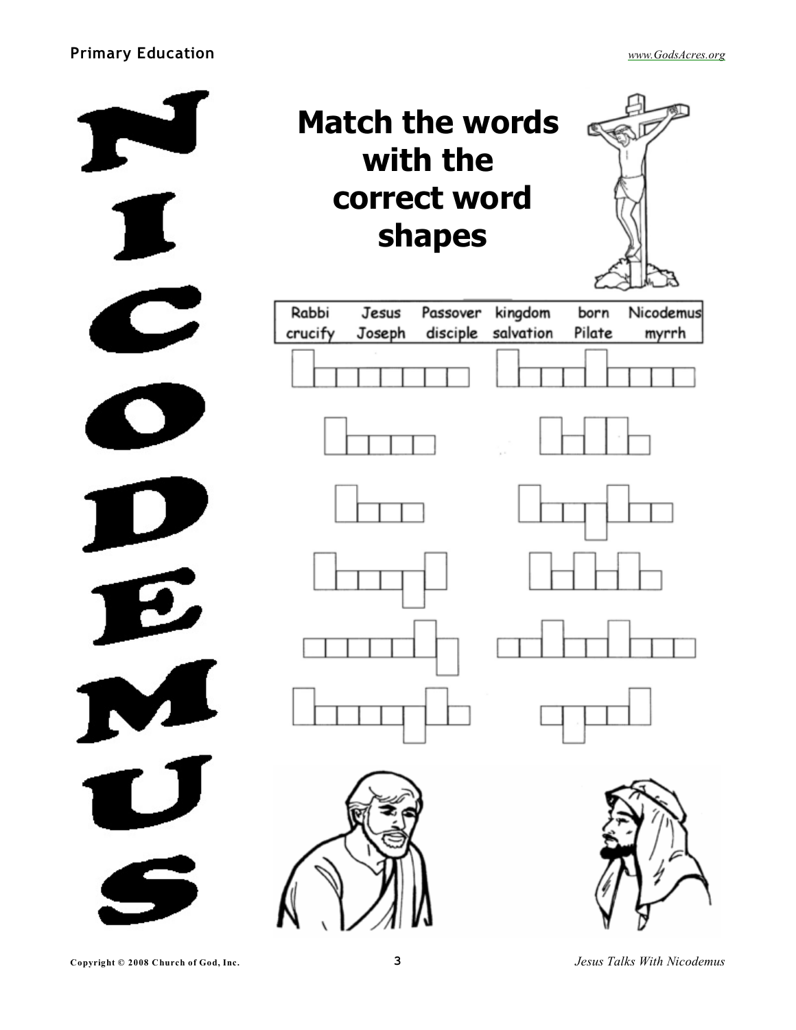NICODEMUS

# Match the words with the correct word shapes

| | | | | | |
|---|---|---|---|---|---|
| Rabbi | Jesus | Passover | kingdom | born | Nicodemus |
| crucify | Joseph | disciple | salvation | Pilate | myrrh |